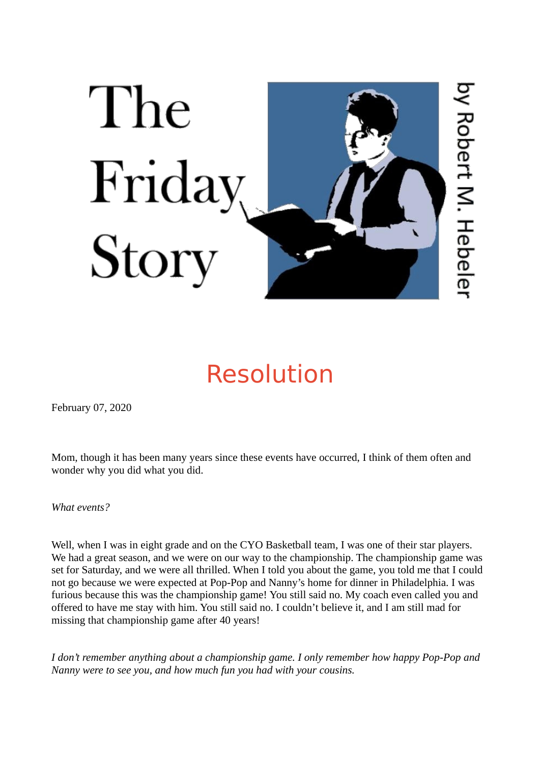# The Friday Story

by Robert M. Hebeler

## Resolution

February 07, 2020

Mom, though it has been many years since these events have occurred, I think of them often and wonder why you did what you did.

*What events?*

Well, when I was in eight grade and on the CYO Basketball team, I was one of their star players. We had a great season, and we were on our way to the championship. The championship game was set for Saturday, and we were all thrilled. When I told you about the game, you told me that I could not go because we were expected at Pop-Pop and Nanny's home for dinner in Philadelphia. I was furious because this was the championship game! You still said no. My coach even called you and offered to have me stay with him. You still said no. I couldn't believe it, and I am still mad for missing that championship game after 40 years!

*I don't remember anything about a championship game. I only remember how happy Pop-Pop and Nanny were to see you, and how much fun you had with your cousins.*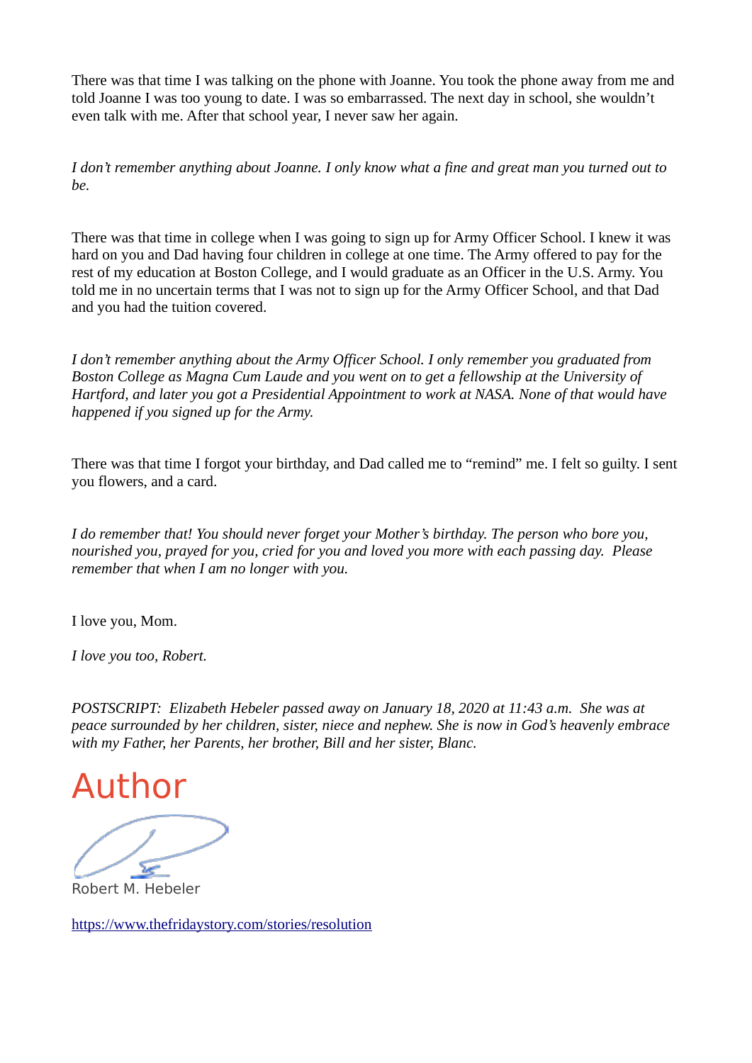There was that time I was talking on the phone with Joanne. You took the phone away from me and told Joanne I was too young to date. I was so embarrassed. The next day in school, she wouldn't even talk with me. After that school year, I never saw her again.

*I don't remember anything about Joanne. I only know what a fine and great man you turned out to be.*

There was that time in college when I was going to sign up for Army Officer School. I knew it was hard on you and Dad having four children in college at one time. The Army offered to pay for the rest of my education at Boston College, and I would graduate as an Officer in the U.S. Army. You told me in no uncertain terms that I was not to sign up for the Army Officer School, and that Dad and you had the tuition covered.

*I don't remember anything about the Army Officer School. I only remember you graduated from Boston College as Magna Cum Laude and you went on to get a fellowship at the University of Hartford, and later you got a Presidential Appointment to work at NASA. None of that would have happened if you signed up for the Army.*

There was that time I forgot your birthday, and Dad called me to "remind" me. I felt so guilty. I sent you flowers, and a card.

*I do remember that! You should never forget your Mother's birthday. The person who bore you, nourished you, prayed for you, cried for you and loved you more with each passing day. Please remember that when I am no longer with you.*

I love you, Mom.

*I love you too, Robert.*

*POSTSCRIPT: Elizabeth Hebeler passed away on January 18, 2020 at 11:43 a.m. She was at peace surrounded by her children, sister, niece and nephew. She is now in God's heavenly embrace with my Father, her Parents, her brother, Bill and her sister, Blanc.*

# Author

Robert M. Hebeler

https://www.thefridaystory.com/stories/resolution